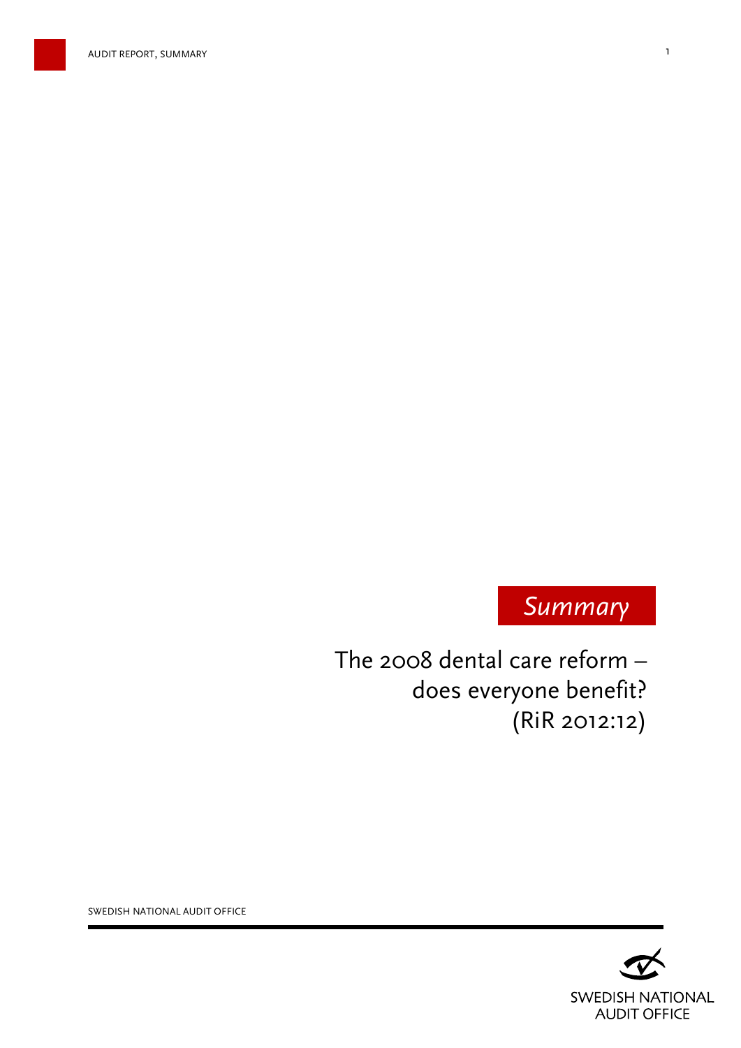*Summary*

# The 2008 dental care reform – does everyone benefit? (RiR 2012:12)

SWEDISH NATIONAL AUDIT OFFICE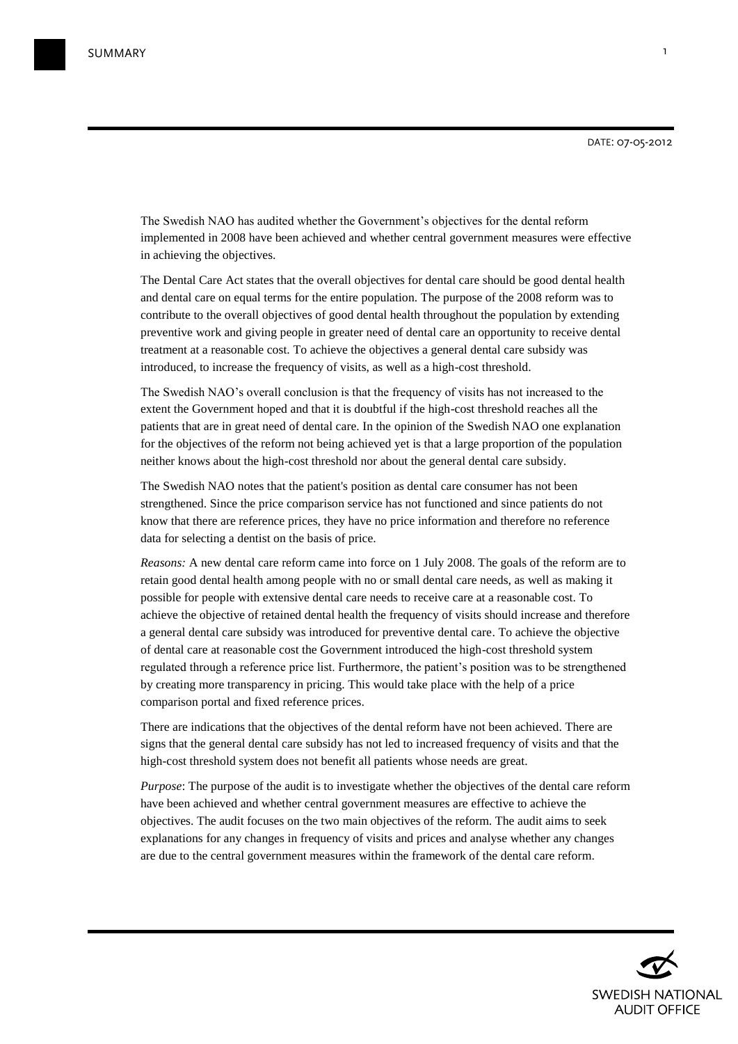DATE: 07-05-2012

The Swedish NAO has audited whether the Government's objectives for the dental reform implemented in 2008 have been achieved and whether central government measures were effective in achieving the objectives.

The Dental Care Act states that the overall objectives for dental care should be good dental health and dental care on equal terms for the entire population. The purpose of the 2008 reform was to contribute to the overall objectives of good dental health throughout the population by extending preventive work and giving people in greater need of dental care an opportunity to receive dental treatment at a reasonable cost. To achieve the objectives a general dental care subsidy was introduced, to increase the frequency of visits, as well as a high-cost threshold.

The Swedish NAO's overall conclusion is that the frequency of visits has not increased to the extent the Government hoped and that it is doubtful if the high-cost threshold reaches all the patients that are in great need of dental care. In the opinion of the Swedish NAO one explanation for the objectives of the reform not being achieved yet is that a large proportion of the population neither knows about the high-cost threshold nor about the general dental care subsidy.

The Swedish NAO notes that the patient's position as dental care consumer has not been strengthened. Since the price comparison service has not functioned and since patients do not know that there are reference prices, they have no price information and therefore no reference data for selecting a dentist on the basis of price.

*Reasons:* A new dental care reform came into force on 1 July 2008. The goals of the reform are to retain good dental health among people with no or small dental care needs, as well as making it possible for people with extensive dental care needs to receive care at a reasonable cost. To achieve the objective of retained dental health the frequency of visits should increase and therefore a general dental care subsidy was introduced for preventive dental care. To achieve the objective of dental care at reasonable cost the Government introduced the high-cost threshold system regulated through a reference price list. Furthermore, the patient's position was to be strengthened by creating more transparency in pricing. This would take place with the help of a price comparison portal and fixed reference prices.

There are indications that the objectives of the dental reform have not been achieved. There are signs that the general dental care subsidy has not led to increased frequency of visits and that the high-cost threshold system does not benefit all patients whose needs are great.

*Purpose*: The purpose of the audit is to investigate whether the objectives of the dental care reform have been achieved and whether central government measures are effective to achieve the objectives. The audit focuses on the two main objectives of the reform. The audit aims to seek explanations for any changes in frequency of visits and prices and analyse whether any changes are due to the central government measures within the framework of the dental care reform.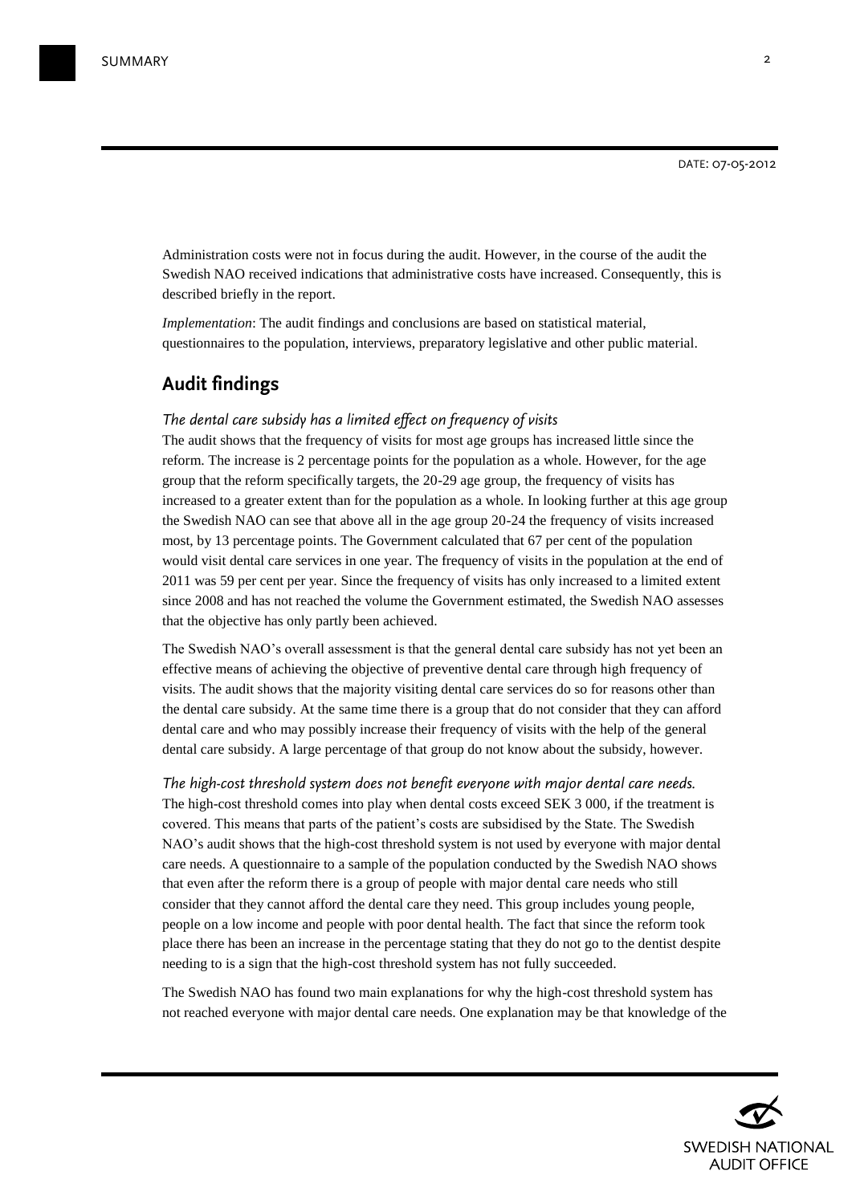Administration costs were not in focus during the audit. However, in the course of the audit the Swedish NAO received indications that administrative costs have increased. Consequently, this is described briefly in the report.

*Implementation*: The audit findings and conclusions are based on statistical material, questionnaires to the population, interviews, preparatory legislative and other public material.

## Audit findings

### *The dental care subsidy has a limited effect on frequency of visits*

The audit shows that the frequency of visits for most age groups has increased little since the reform. The increase is 2 percentage points for the population as a whole. However, for the age group that the reform specifically targets, the 20-29 age group, the frequency of visits has increased to a greater extent than for the population as a whole. In looking further at this age group the Swedish NAO can see that above all in the age group 20-24 the frequency of visits increased most, by 13 percentage points. The Government calculated that 67 per cent of the population would visit dental care services in one year. The frequency of visits in the population at the end of 2011 was 59 per cent per year. Since the frequency of visits has only increased to a limited extent since 2008 and has not reached the volume the Government estimated, the Swedish NAO assesses that the objective has only partly been achieved.

The Swedish NAO's overall assessment is that the general dental care subsidy has not yet been an effective means of achieving the objective of preventive dental care through high frequency of visits. The audit shows that the majority visiting dental care services do so for reasons other than the dental care subsidy. At the same time there is a group that do not consider that they can afford dental care and who may possibly increase their frequency of visits with the help of the general dental care subsidy. A large percentage of that group do not know about the subsidy, however.

### *The high-cost threshold system does not benefit everyone with major dental care needs.*

The high-cost threshold comes into play when dental costs exceed SEK 3 000, if the treatment is covered. This means that parts of the patient's costs are subsidised by the State. The Swedish NAO's audit shows that the high-cost threshold system is not used by everyone with major dental care needs. A questionnaire to a sample of the population conducted by the Swedish NAO shows that even after the reform there is a group of people with major dental care needs who still consider that they cannot afford the dental care they need. This group includes young people, people on a low income and people with poor dental health. The fact that since the reform took place there has been an increase in the percentage stating that they do not go to the dentist despite needing to is a sign that the high-cost threshold system has not fully succeeded.

The Swedish NAO has found two main explanations for why the high-cost threshold system has not reached everyone with major dental care needs. One explanation may be that knowledge of the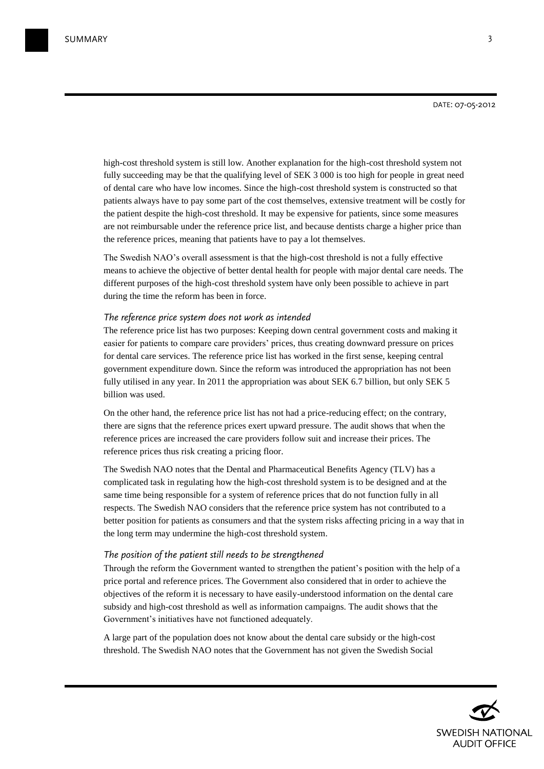high-cost threshold system is still low. Another explanation for the high-cost threshold system not fully succeeding may be that the qualifying level of SEK 3 000 is too high for people in great need of dental care who have low incomes. Since the high-cost threshold system is constructed so that patients always have to pay some part of the cost themselves, extensive treatment will be costly for the patient despite the high-cost threshold. It may be expensive for patients, since some measures are not reimbursable under the reference price list, and because dentists charge a higher price than the reference prices, meaning that patients have to pay a lot themselves.

The Swedish NAO's overall assessment is that the high-cost threshold is not a fully effective means to achieve the objective of better dental health for people with major dental care needs. The different purposes of the high-cost threshold system have only been possible to achieve in part during the time the reform has been in force.

### *The reference price system does not work as intended*

The reference price list has two purposes: Keeping down central government costs and making it easier for patients to compare care providers' prices, thus creating downward pressure on prices for dental care services. The reference price list has worked in the first sense, keeping central government expenditure down. Since the reform was introduced the appropriation has not been fully utilised in any year. In 2011 the appropriation was about SEK 6.7 billion, but only SEK 5 billion was used.

On the other hand, the reference price list has not had a price-reducing effect; on the contrary, there are signs that the reference prices exert upward pressure. The audit shows that when the reference prices are increased the care providers follow suit and increase their prices. The reference prices thus risk creating a pricing floor.

The Swedish NAO notes that the Dental and Pharmaceutical Benefits Agency (TLV) has a complicated task in regulating how the high-cost threshold system is to be designed and at the same time being responsible for a system of reference prices that do not function fully in all respects. The Swedish NAO considers that the reference price system has not contributed to a better position for patients as consumers and that the system risks affecting pricing in a way that in the long term may undermine the high-cost threshold system.

### *The position of the patient still needs to be strengthened*

Through the reform the Government wanted to strengthen the patient's position with the help of a price portal and reference prices. The Government also considered that in order to achieve the objectives of the reform it is necessary to have easily-understood information on the dental care subsidy and high-cost threshold as well as information campaigns. The audit shows that the Government's initiatives have not functioned adequately.

A large part of the population does not know about the dental care subsidy or the high-cost threshold. The Swedish NAO notes that the Government has not given the Swedish Social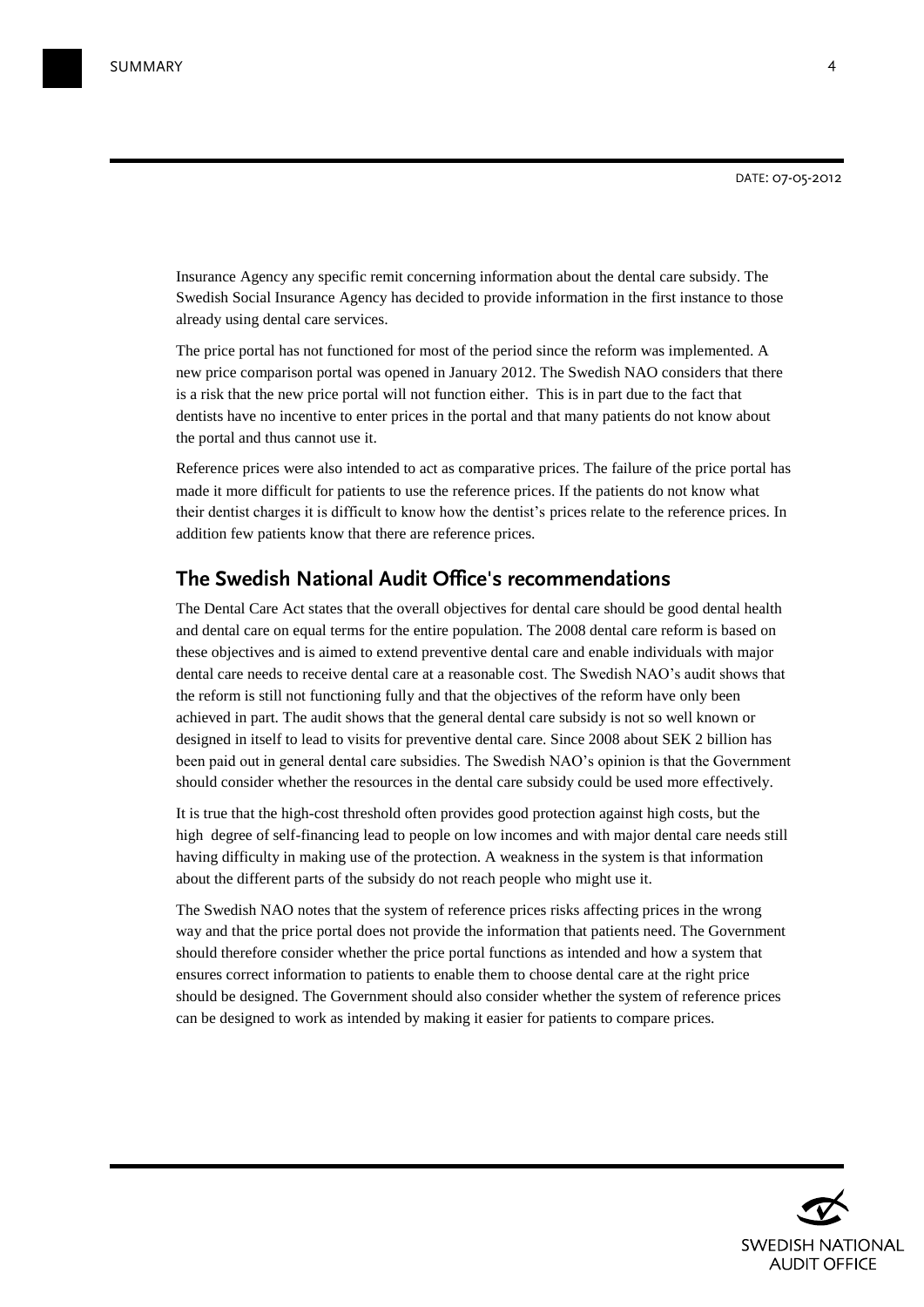Insurance Agency any specific remit concerning information about the dental care subsidy. The Swedish Social Insurance Agency has decided to provide information in the first instance to those already using dental care services.

The price portal has not functioned for most of the period since the reform was implemented. A new price comparison portal was opened in January 2012. The Swedish NAO considers that there is a risk that the new price portal will not function either. This is in part due to the fact that dentists have no incentive to enter prices in the portal and that many patients do not know about the portal and thus cannot use it.

Reference prices were also intended to act as comparative prices. The failure of the price portal has made it more difficult for patients to use the reference prices. If the patients do not know what their dentist charges it is difficult to know how the dentist's prices relate to the reference prices. In addition few patients know that there are reference prices.

## The Swedish National Audit Office's recommendations

The Dental Care Act states that the overall objectives for dental care should be good dental health and dental care on equal terms for the entire population. The 2008 dental care reform is based on these objectives and is aimed to extend preventive dental care and enable individuals with major dental care needs to receive dental care at a reasonable cost. The Swedish NAO's audit shows that the reform is still not functioning fully and that the objectives of the reform have only been achieved in part. The audit shows that the general dental care subsidy is not so well known or designed in itself to lead to visits for preventive dental care. Since 2008 about SEK 2 billion has been paid out in general dental care subsidies. The Swedish NAO's opinion is that the Government should consider whether the resources in the dental care subsidy could be used more effectively.

It is true that the high-cost threshold often provides good protection against high costs, but the high degree of self-financing lead to people on low incomes and with major dental care needs still having difficulty in making use of the protection. A weakness in the system is that information about the different parts of the subsidy do not reach people who might use it.

The Swedish NAO notes that the system of reference prices risks affecting prices in the wrong way and that the price portal does not provide the information that patients need. The Government should therefore consider whether the price portal functions as intended and how a system that ensures correct information to patients to enable them to choose dental care at the right price should be designed. The Government should also consider whether the system of reference prices can be designed to work as intended by making it easier for patients to compare prices.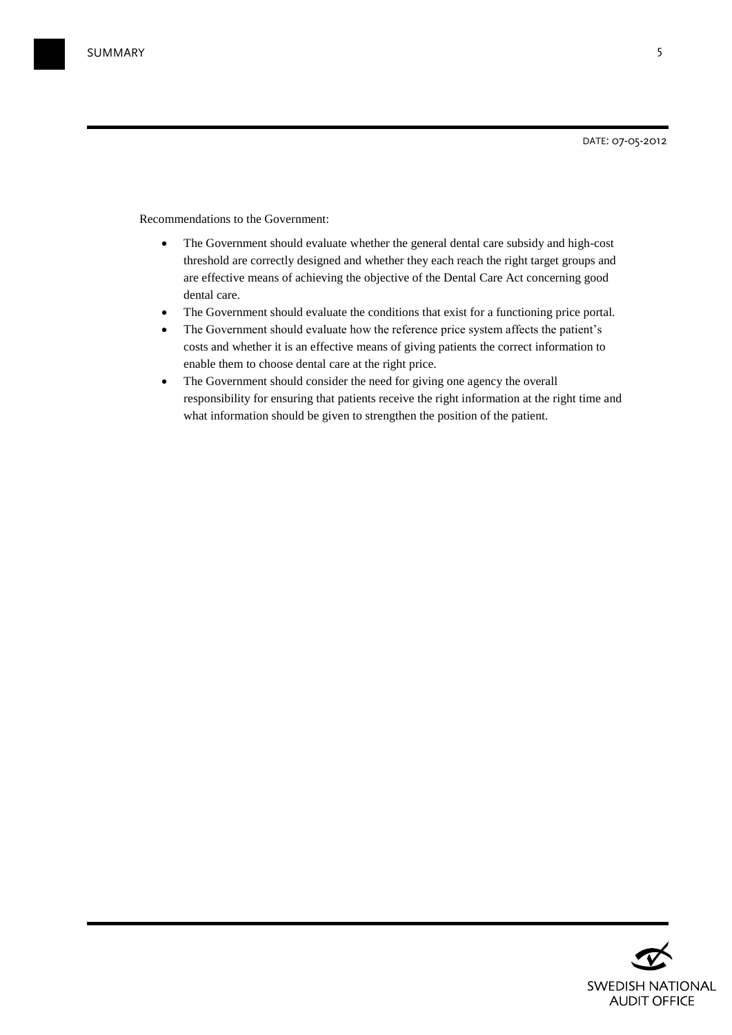Recommendations to the Government:

- The Government should evaluate whether the general dental care subsidy and high-cost threshold are correctly designed and whether they each reach the right target groups and are effective means of achieving the objective of the Dental Care Act concerning good dental care.
- The Government should evaluate the conditions that exist for a functioning price portal.
- The Government should evaluate how the reference price system affects the patient's costs and whether it is an effective means of giving patients the correct information to enable them to choose dental care at the right price.
- The Government should consider the need for giving one agency the overall responsibility for ensuring that patients receive the right information at the right time and what information should be given to strengthen the position of the patient.